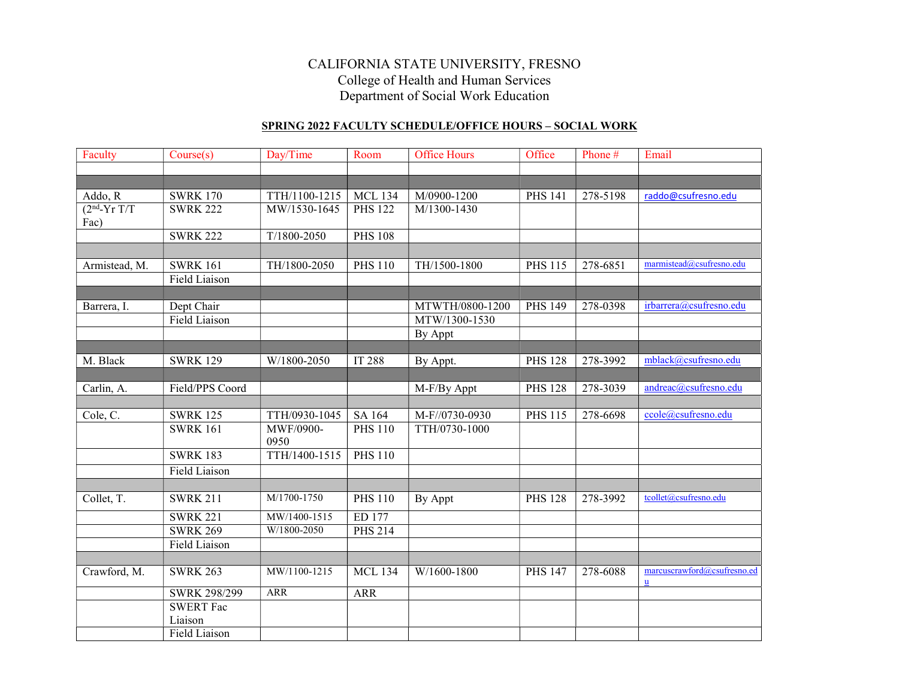# CALIFORNIA STATE UNIVERSITY, FRESNO
## College of Health and Human Services
## Department of Social Work Education

**SPRING 2022 FACULTY SCHEDULE/OFFICE HOURS – SOCIAL WORK**

| Faculty | Course(s) | Day/Time | Room | Office Hours | Office | Phone # | Email |
|---|---|---|---|---|---|---|---|
| | | | | | | | |
| | | | | | | | |
| Addo, R | SWRK 170 | TTH/1100-1215 | MCL 134 | M/0900-1200 | PHS 141 | 278-5198 | raddo@csufresno.edu |
| (2nd-Yr T/T Fac) | SWRK 222 | MW/1530-1645 | PHS 122 | M/1300-1430 | | | |
| | SWRK 222 | T/1800-2050 | PHS 108 | | | | |
| | | | | | | | |
| Armistead, M. | SWRK 161 | TH/1800-2050 | PHS 110 | TH/1500-1800 | PHS 115 | 278-6851 | marmistead@csufresno.edu |
| | Field Liaison | | | | | | |
| | | | | | | | |
| Barrera, I. | Dept Chair | | | MTWTH/0800-1200 | PHS 149 | 278-0398 | irbarrera@csufresno.edu |
| | Field Liaison | | | MTW/1300-1530 | | | |
| | | | | By Appt | | | |
| | | | | | | | |
| M. Black | SWRK 129 | W/1800-2050 | IT 288 | By Appt. | PHS 128 | 278-3992 | mblack@csufresno.edu |
| | | | | | | | |
| Carlin, A. | Field/PPS Coord | | | M-F/By Appt | PHS 128 | 278-3039 | andreac@csufresno.edu |
| | | | | | | | |
| Cole, C. | SWRK 125 | TTH/0930-1045 | SA 164 | M-F//0730-0930 | PHS 115 | 278-6698 | ccole@csufresno.edu |
| | SWRK 161 | MWF/0900-0950 | PHS 110 | TTH/0730-1000 | | | |
| | SWRK 183 | TTH/1400-1515 | PHS 110 | | | | |
| | Field Liaison | | | | | | |
| | | | | | | | |
| Collet, T. | SWRK 211 | M/1700-1750 | PHS 110 | By Appt | PHS 128 | 278-3992 | tcollet@csufresno.edu |
| | SWRK 221 | MW/1400-1515 | ED 177 | | | | |
| | SWRK 269 | W/1800-2050 | PHS 214 | | | | |
| | Field Liaison | | | | | | |
| | | | | | | | |
| Crawford, M. | SWRK 263 | MW/1100-1215 | MCL 134 | W/1600-1800 | PHS 147 | 278-6088 | marcuscrawford@csufresno.edu |
| | SWRK 298/299 | ARR | ARR | | | | |
| | SWERT Fac Liaison | | | | | | |
| | Field Liaison | | | | | | |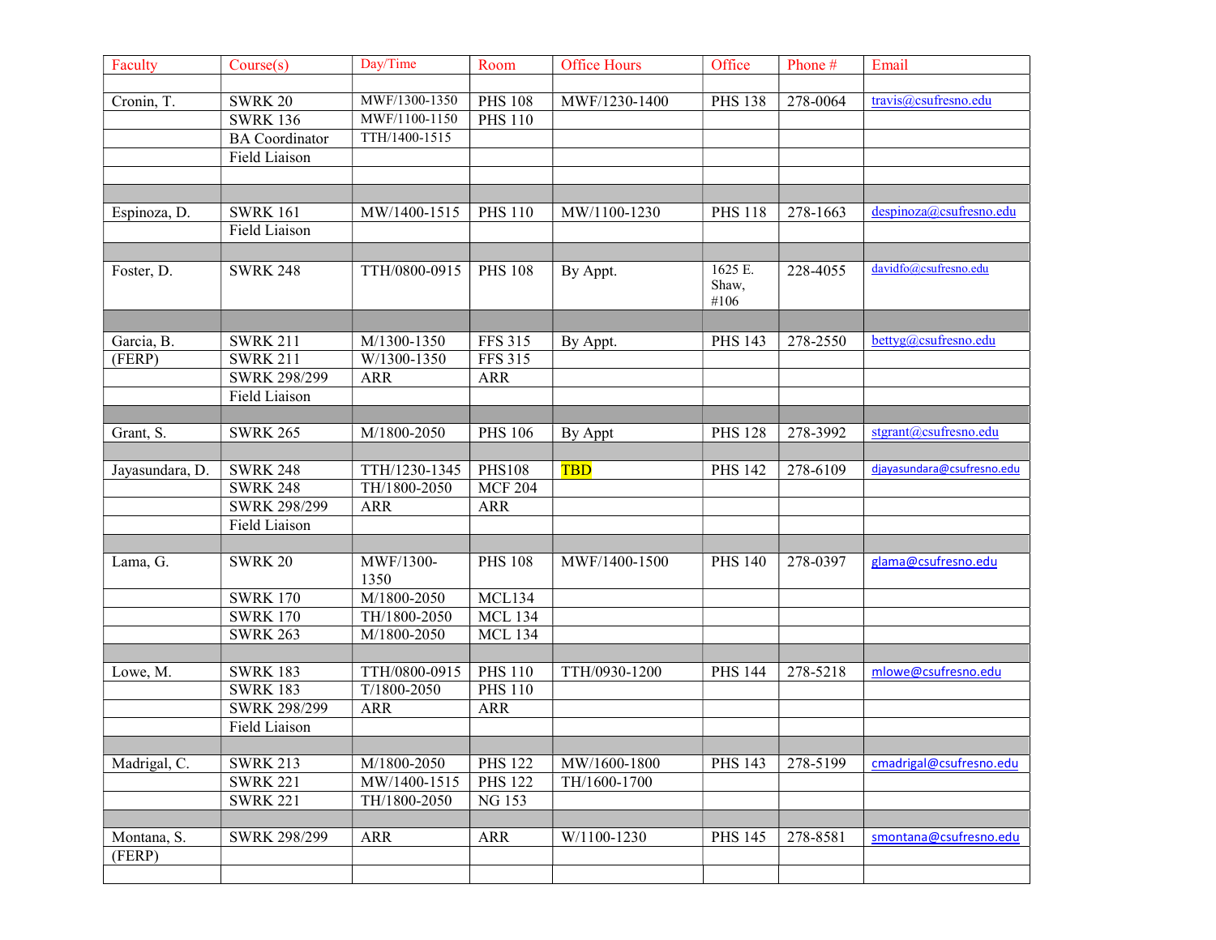| Faculty | Course(s) | Day/Time | Room | Office Hours | Office | Phone # | Email |
|---|---|---|---|---|---|---|---|
| | | | | | | | |
| Cronin, T. | SWRK 20 | MWF/1300-1350 | PHS 108 | MWF/1230-1400 | PHS 138 | 278-0064 | travis@csufresno.edu |
| | SWRK 136 | MWF/1100-1150 | PHS 110 | | | | |
| | BA Coordinator | TTH/1400-1515 | | | | | |
| | Field Liaison | | | | | | |
| | | | | | | | |
| | | | | | | | |
| Espinoza, D. | SWRK 161 | MW/1400-1515 | PHS 110 | MW/1100-1230 | PHS 118 | 278-1663 | despinoza@csufresno.edu |
| | Field Liaison | | | | | | |
| | | | | | | | |
| Foster, D. | SWRK 248 | TTH/0800-0915 | PHS 108 | By Appt. | 1625 E. Shaw, #106 | 228-4055 | davidfo@csufresno.edu |
| | | | | | | | |
| Garcia, B. | SWRK 211 | M/1300-1350 | FFS 315 | By Appt. | PHS 143 | 278-2550 | bettyg@csufresno.edu |
| (FERP) | SWRK 211 | W/1300-1350 | FFS 315 | | | | |
| | SWRK 298/299 | ARR | ARR | | | | |
| | Field Liaison | | | | | | |
| | | | | | | | |
| Grant, S. | SWRK 265 | M/1800-2050 | PHS 106 | By Appt | PHS 128 | 278-3992 | stgrant@csufresno.edu |
| | | | | | | | |
| Jayasundara, D. | SWRK 248 | TTH/1230-1345 | PHS108 | TBD | PHS 142 | 278-6109 | djayasundara@csufresno.edu |
| | SWRK 248 | TH/1800-2050 | MCF 204 | | | | |
| | SWRK 298/299 | ARR | ARR | | | | |
| | Field Liaison | | | | | | |
| | | | | | | | |
| Lama, G. | SWRK 20 | MWF/1300-1350 | PHS 108 | MWF/1400-1500 | PHS 140 | 278-0397 | glama@csufresno.edu |
| | SWRK 170 | M/1800-2050 | MCL134 | | | | |
| | SWRK 170 | TH/1800-2050 | MCL 134 | | | | |
| | SWRK 263 | M/1800-2050 | MCL 134 | | | | |
| | | | | | | | |
| Lowe, M. | SWRK 183 | TTH/0800-0915 | PHS 110 | TTH/0930-1200 | PHS 144 | 278-5218 | mlowe@csufresno.edu |
| | SWRK 183 | T/1800-2050 | PHS 110 | | | | |
| | SWRK 298/299 | ARR | ARR | | | | |
| | Field Liaison | | | | | | |
| | | | | | | | |
| Madrigal, C. | SWRK 213 | M/1800-2050 | PHS 122 | MW/1600-1800 | PHS 143 | 278-5199 | cmadrigal@csufresno.edu |
| | SWRK 221 | MW/1400-1515 | PHS 122 | TH/1600-1700 | | | |
| | SWRK 221 | TH/1800-2050 | NG 153 | | | | |
| | | | | | | | |
| Montana, S. | SWRK 298/299 | ARR | ARR | W/1100-1230 | PHS 145 | 278-8581 | smontana@csufresno.edu |
| (FERP) | | | | | | | |
| | | | | | | | |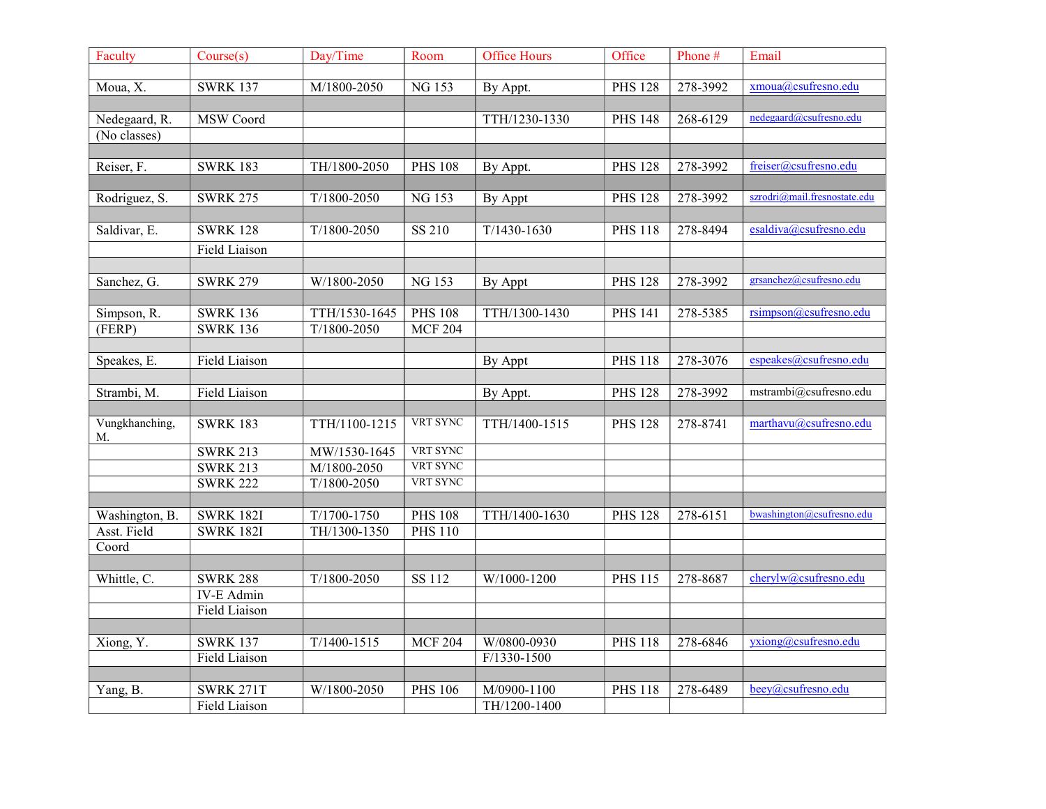| Faculty | Course(s) | Day/Time | Room | Office Hours | Office | Phone # | Email |
|---|---|---|---|---|---|---|---|
| | | | | | | | |
| Moua, X. | SWRK 137 | M/1800-2050 | NG 153 | By Appt. | PHS 128 | 278-3992 | xmoua@csufresno.edu |
| | | | | | | | |
| Nedegaard, R. | MSW Coord | | | TTH/1230-1330 | PHS 148 | 268-6129 | nedegaard@csufresno.edu |
| (No classes) | | | | | | | |
| | | | | | | | |
| Reiser, F. | SWRK 183 | TH/1800-2050 | PHS 108 | By Appt. | PHS 128 | 278-3992 | freiser@csufresno.edu |
| | | | | | | | |
| Rodriguez, S. | SWRK 275 | T/1800-2050 | NG 153 | By Appt | PHS 128 | 278-3992 | szrodri@mail.fresnostate.edu |
| | | | | | | | |
| Saldivar, E. | SWRK 128 | T/1800-2050 | SS 210 | T/1430-1630 | PHS 118 | 278-8494 | esaldiva@csufresno.edu |
| | Field Liaison | | | | | | |
| | | | | | | | |
| Sanchez, G. | SWRK 279 | W/1800-2050 | NG 153 | By Appt | PHS 128 | 278-3992 | grsanchez@csufresno.edu |
| | | | | | | | |
| Simpson, R. | SWRK 136 | TTH/1530-1645 | PHS 108 | TTH/1300-1430 | PHS 141 | 278-5385 | rsimpson@csufresno.edu |
| (FERP) | SWRK 136 | T/1800-2050 | MCF 204 | | | | |
| | | | | | | | |
| Speakes, E. | Field Liaison | | | By Appt | PHS 118 | 278-3076 | espeakes@csufresno.edu |
| | | | | | | | |
| Strambi, M. | Field Liaison | | | By Appt. | PHS 128 | 278-3992 | mstrambi@csufresno.edu |
| | | | | | | | |
| Vungkhanching, M. | SWRK 183 | TTH/1100-1215 | VRT SYNC | TTH/1400-1515 | PHS 128 | 278-8741 | marthavu@csufresno.edu |
| | SWRK 213 | MW/1530-1645 | VRT SYNC | | | | |
| | SWRK 213 | M/1800-2050 | VRT SYNC | | | | |
| | SWRK 222 | T/1800-2050 | VRT SYNC | | | | |
| | | | | | | | |
| Washington, B. | SWRK 182I | T/1700-1750 | PHS 108 | TTH/1400-1630 | PHS 128 | 278-6151 | bwashington@csufresno.edu |
| Asst. Field Coord | SWRK 182I | TH/1300-1350 | PHS 110 | | | | |
| | | | | | | | |
| Whittle, C. | SWRK 288 | T/1800-2050 | SS 112 | W/1000-1200 | PHS 115 | 278-8687 | cherylw@csufresno.edu |
| | IV-E Admin | | | | | | |
| | Field Liaison | | | | | | |
| | | | | | | | |
| Xiong, Y. | SWRK 137 | T/1400-1515 | MCF 204 | W/0800-0930 | PHS 118 | 278-6846 | yxiong@csufresno.edu |
| | Field Liaison | | | F/1330-1500 | | | |
| | | | | | | | |
| Yang, B. | SWRK 271T | W/1800-2050 | PHS 106 | M/0900-1100 | PHS 118 | 278-6489 | beey@csufresno.edu |
| | Field Liaison | | | TH/1200-1400 | | | |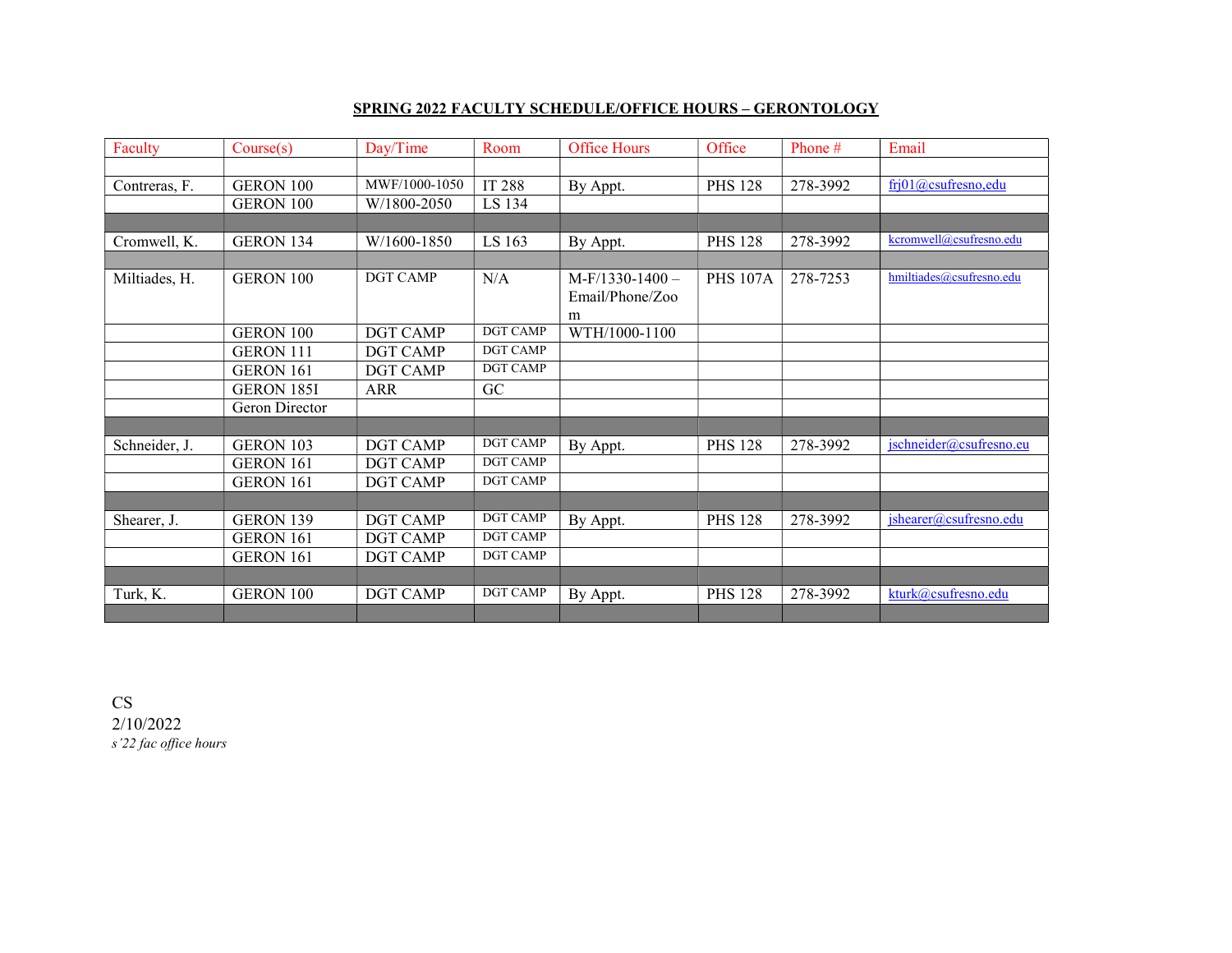**SPRING 2022 FACULTY SCHEDULE/OFFICE HOURS – GERONTOLOGY**

| Faculty | Course(s) | Day/Time | Room | Office Hours | Office | Phone # | Email |
|---|---|---|---|---|---|---|---|
| | | | | | | | |
| Contreras, F. | GERON 100 | MWF/1000-1050 | IT 288 | By Appt. | PHS 128 | 278-3992 | frj01@csufresno,edu |
| | GERON 100 | W/1800-2050 | LS 134 | | | | |
| | | | | | | | |
| Cromwell, K. | GERON 134 | W/1600-1850 | LS 163 | By Appt. | PHS 128 | 278-3992 | kcromwell@csufresno.edu |
| | | | | | | | |
| Miltiades, H. | GERON 100 | DGT CAMP | N/A | M-F/1330-1400 – Email/Phone/Zoom | PHS 107A | 278-7253 | hmiltiades@csufresno.edu |
| | GERON 100 | DGT CAMP | DGT CAMP | WTH/1000-1100 | | | |
| | GERON 111 | DGT CAMP | DGT CAMP | | | | |
| | GERON 161 | DGT CAMP | DGT CAMP | | | | |
| | GERON 185I | ARR | GC | | | | |
| | Geron Director | | | | | | |
| | | | | | | | |
| Schneider, J. | GERON 103 | DGT CAMP | DGT CAMP | By Appt. | PHS 128 | 278-3992 | jschneider@csufresno.eu |
| | GERON 161 | DGT CAMP | DGT CAMP | | | | |
| | GERON 161 | DGT CAMP | DGT CAMP | | | | |
| | | | | | | | |
| Shearer, J. | GERON 139 | DGT CAMP | DGT CAMP | By Appt. | PHS 128 | 278-3992 | jshearer@csufresno.edu |
| | GERON 161 | DGT CAMP | DGT CAMP | | | | |
| | GERON 161 | DGT CAMP | DGT CAMP | | | | |
| | | | | | | | |
| Turk, K. | GERON 100 | DGT CAMP | DGT CAMP | By Appt. | PHS 128 | 278-3992 | kturk@csufresno.edu |
| | | | | | | | |

CS
2/10/2022
*s'22 fac office hours*